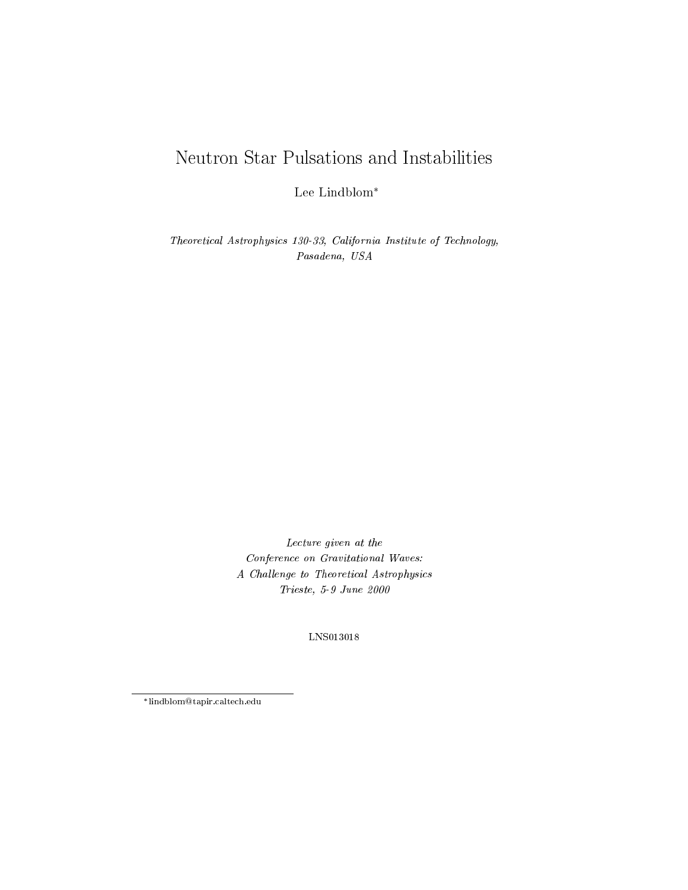# Neutron Star Pulsations and Instabilities

Lee Lindblom[*]

*Theoretical Astrophysics 130-33, California Institute of Technology,*
*Pasadena, USA*

*Lecture given at the*
*Conference on Gravitational Waves:*
*A Challenge to Theoretical Astrophysics*
*Trieste, 5-9 June 2000*

LNS013018

---

[*] lindblom@tapir.caltech.edu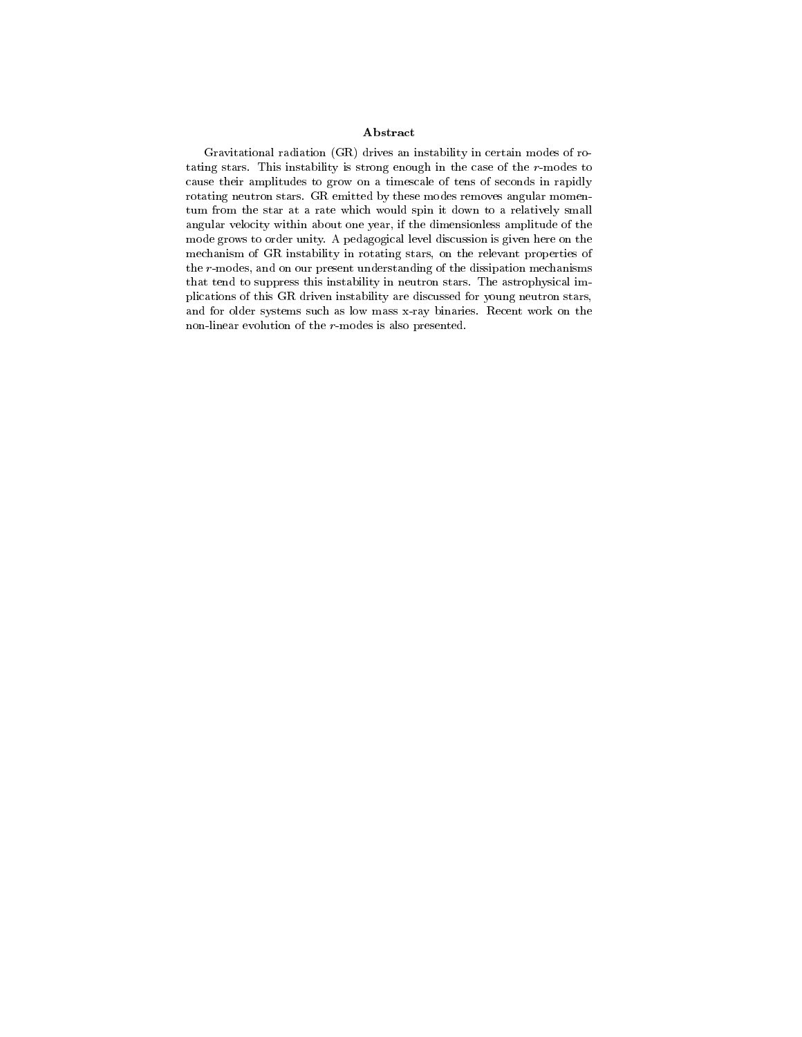## Abstract

Gravitational radiation (GR) drives an instability in certain modes of rotating stars. This instability is strong enough in the case of the $r$-modes to cause their amplitudes to grow on a timescale of tens of seconds in rapidly rotating neutron stars. GR emitted by these modes removes angular momentum from the star at a rate which would spin it down to a relatively small angular velocity within about one year, if the dimensionless amplitude of the mode grows to order unity. A pedagogical level discussion is given here on the mechanism of GR instability in rotating stars, on the relevant properties of the $r$-modes, and on our present understanding of the dissipation mechanisms that tend to suppress this instability in neutron stars. The astrophysical implications of this GR driven instability are discussed for young neutron stars, and for older systems such as low mass x-ray binaries. Recent work on the non-linear evolution of the $r$-modes is also presented.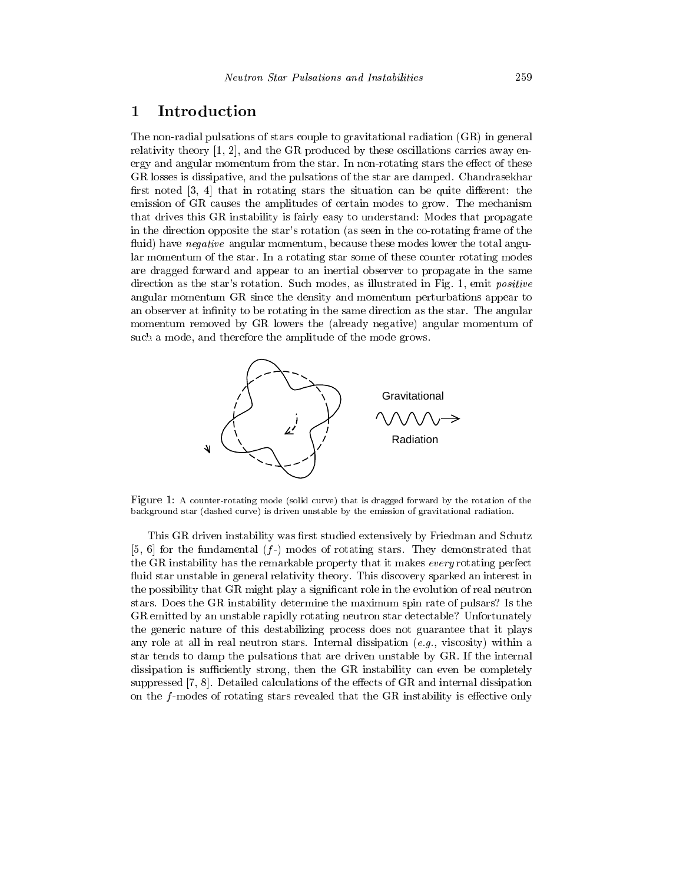# 1 Introduction

The non-radial pulsations of stars couple to gravitational radiation (GR) in general relativity theory [1, 2], and the GR produced by these oscillations carries away energy and angular momentum from the star. In non-rotating stars the effect of these GR losses is dissipative, and the pulsations of the star are damped. Chandrasekhar first noted [3, 4] that in rotating stars the situation can be quite different: the emission of GR causes the amplitudes of certain modes to grow. The mechanism that drives this GR instability is fairly easy to understand: Modes that propagate in the direction opposite the star's rotation (as seen in the co-rotating frame of the fluid) have *negative* angular momentum, because these modes lower the total angular momentum of the star. In a rotating star some of these counter rotating modes are dragged forward and appear to an inertial observer to propagate in the same direction as the star's rotation. Such modes, as illustrated in Fig. 1, emit *positive* angular momentum GR since the density and momentum perturbations appear to an observer at infinity to be rotating in the same direction as the star. The angular momentum removed by GR lowers the (already negative) angular momentum of such a mode, and therefore the amplitude of the mode grows.

Figure 1: A counter-rotating mode (solid curve) that is dragged forward by the rotation of the background star (dashed curve) is driven unstable by the emission of gravitational radiation.

This GR driven instability was first studied extensively by Friedman and Schutz [5, 6] for the fundamental ($f$-) modes of rotating stars. They demonstrated that the GR instability has the remarkable property that it makes *every* rotating perfect fluid star unstable in general relativity theory. This discovery sparked an interest in the possibility that GR might play a significant role in the evolution of real neutron stars. Does the GR instability determine the maximum spin rate of pulsars? Is the GR emitted by an unstable rapidly rotating neutron star detectable? Unfortunately the generic nature of this destabilizing process does not guarantee that it plays any role at all in real neutron stars. Internal dissipation (*e.g.,* viscosity) within a star tends to damp the pulsations that are driven unstable by GR. If the internal dissipation is sufficiently strong, then the GR instability can even be completely suppressed [7, 8]. Detailed calculations of the effects of GR and internal dissipation on the $f$-modes of rotating stars revealed that the GR instability is effective only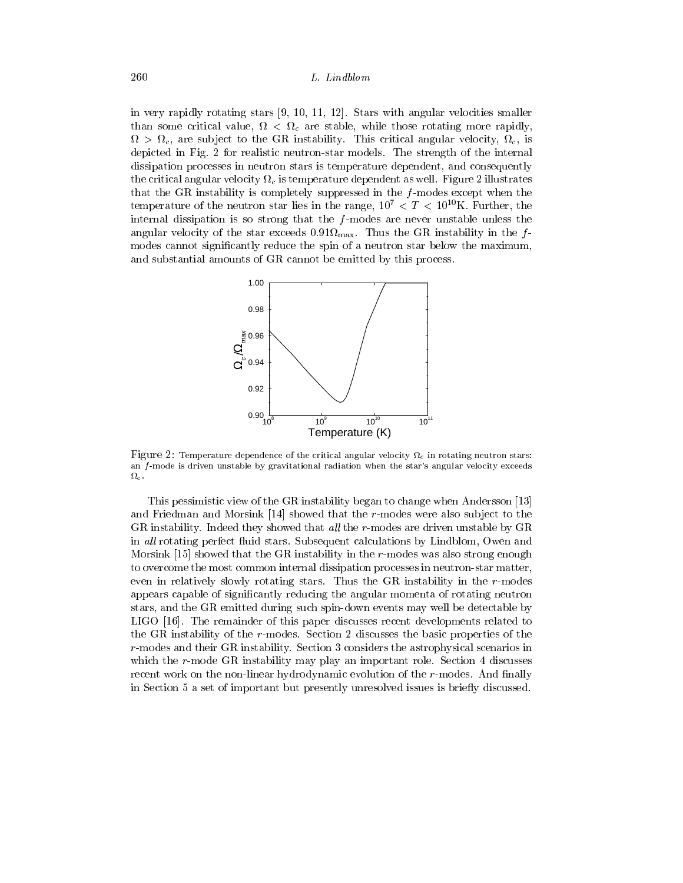in very rapidly rotating stars [9, 10, 11, 12]. Stars with angular velocities smaller than some critical value, $\Omega < \Omega_c$ are stable, while those rotating more rapidly, $\Omega > \Omega_c$, are subject to the GR instability. This critical angular velocity, $\Omega_c$, is depicted in Fig. 2 for realistic neutron-star models. The strength of the internal dissipation processes in neutron stars is temperature dependent, and consequently the critical angular velocity $\Omega_c$ is temperature dependent as well. Figure 2 illustrates that the GR instability is completely suppressed in the $f$-modes except when the temperature of the neutron star lies in the range, $10^7 < T < 10^{10}$K. Further, the internal dissipation is so strong that the $f$-modes are never unstable unless the angular velocity of the star exceeds $0.91\Omega_{\rm max}$. Thus the GR instability in the $f$-modes cannot significantly reduce the spin of a neutron star below the maximum, and substantial amounts of GR cannot be emitted by this process.

Figure 2: Temperature dependence of the critical angular velocity $\Omega_c$ in rotating neutron stars: an $f$-mode is driven unstable by gravitational radiation when the star's angular velocity exceeds $\Omega_c$.

This pessimistic view of the GR instability began to change when Andersson [13] and Friedman and Morsink [14] showed that the $r$-modes were also subject to the GR instability. Indeed they showed that *all* the $r$-modes are driven unstable by GR in *all* rotating perfect fluid stars. Subsequent calculations by Lindblom, Owen and Morsink [15] showed that the GR instability in the $r$-modes was also strong enough to overcome the most common internal dissipation processes in neutron-star matter, even in relatively slowly rotating stars. Thus the GR instability in the $r$-modes appears capable of significantly reducing the angular momenta of rotating neutron stars, and the GR emitted during such spin-down events may well be detectable by LIGO [16]. The remainder of this paper discusses recent developments related to the GR instability of the $r$-modes. Section 2 discusses the basic properties of the $r$-modes and their GR instability. Section 3 considers the astrophysical scenarios in which the $r$-mode GR instability may play an important role. Section 4 discusses recent work on the non-linear hydrodynamic evolution of the $r$-modes. And finally in Section 5 a set of important but presently unresolved issues is briefly discussed.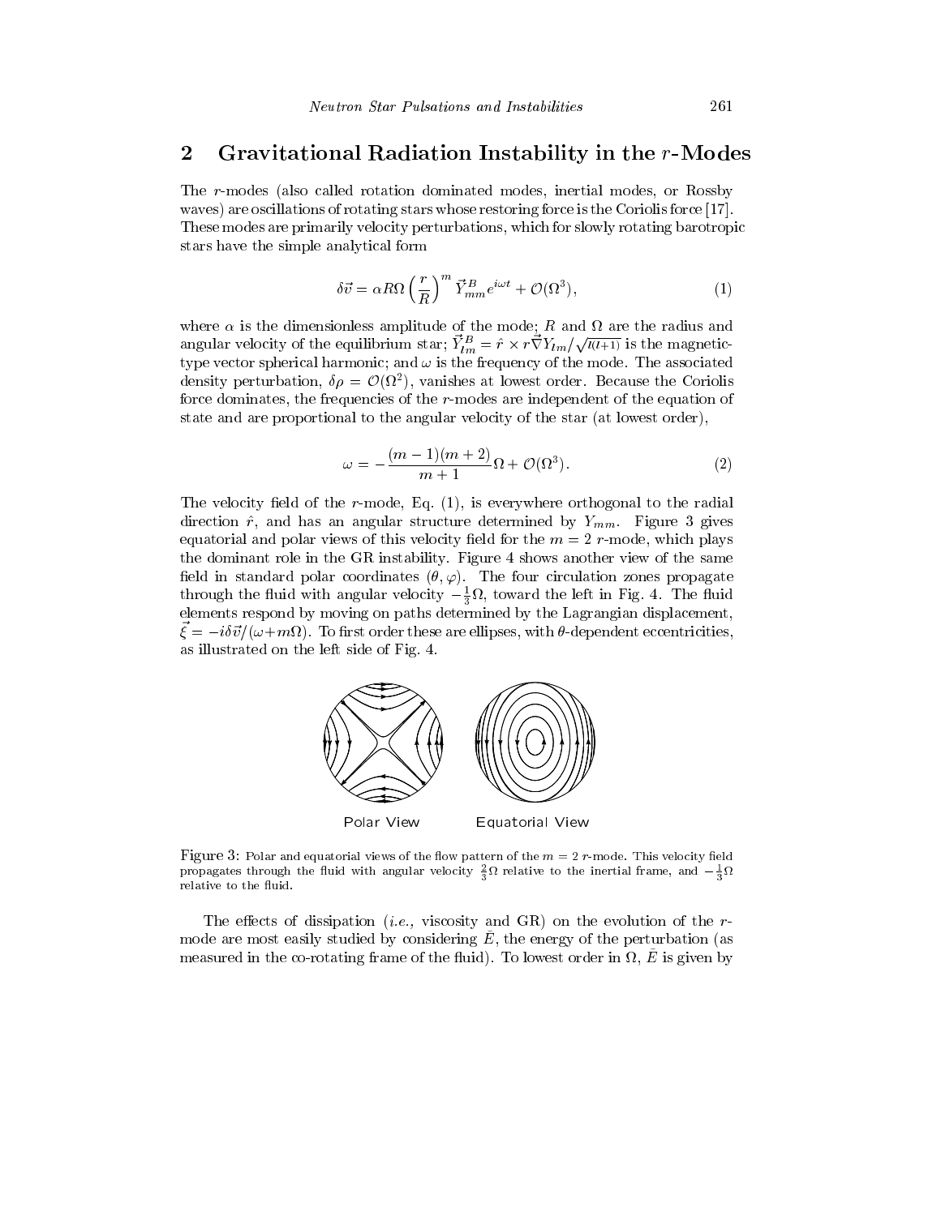## 2 Gravitational Radiation Instability in the $r$-Modes

The $r$-modes (also called rotation dominated modes, inertial modes, or Rossby waves) are oscillations of rotating stars whose restoring force is the Coriolis force [17]. These modes are primarily velocity perturbations, which for slowly rotating barotropic stars have the simple analytical form

$$\delta\vec{v} = \alpha R \Omega \left(\frac{r}{R}\right)^m \vec{Y}^B_{mm} e^{i\omega t} + \mathcal{O}(\Omega^3), \tag{1}$$

where $\alpha$ is the dimensionless amplitude of the mode; $R$ and $\Omega$ are the radius and angular velocity of the equilibrium star; $\vec{Y}^B_{lm} = \hat{r} \times r\vec{\nabla} Y_{lm}/\sqrt{l(l+1)}$ is the magnetic-type vector spherical harmonic; and $\omega$ is the frequency of the mode. The associated density perturbation, $\delta\rho = \mathcal{O}(\Omega^2)$, vanishes at lowest order. Because the Coriolis force dominates, the frequencies of the $r$-modes are independent of the equation of state and are proportional to the angular velocity of the star (at lowest order),

$$\omega = -\frac{(m-1)(m+2)}{m+1}\Omega + \mathcal{O}(\Omega^3). \tag{2}$$

The velocity field of the $r$-mode, Eq. (1), is everywhere orthogonal to the radial direction $\hat{r}$, and has an angular structure determined by $Y_{mm}$. Figure 3 gives equatorial and polar views of this velocity field for the $m = 2$ $r$-mode, which plays the dominant role in the GR instability. Figure 4 shows another view of the same field in standard polar coordinates $(\theta, \varphi)$. The four circulation zones propagate through the fluid with angular velocity $-\frac{1}{3}\Omega$, toward the left in Fig. 4. The fluid elements respond by moving on paths determined by the Lagrangian displacement, $\vec{\xi} = -i\delta\vec{v}/(\omega + m\Omega)$. To first order these are ellipses, with $\theta$-dependent eccentricities, as illustrated on the left side of Fig. 4.

Polar View Equatorial View

Figure 3: Polar and equatorial views of the flow pattern of the $m = 2$ $r$-mode. This velocity field propagates through the fluid with angular velocity $\frac{2}{3}\Omega$ relative to the inertial frame, and $-\frac{1}{3}\Omega$ relative to the fluid.

The effects of dissipation (*i.e.,* viscosity and GR) on the evolution of the $r$-mode are most easily studied by considering $\tilde{E}$, the energy of the perturbation (as measured in the co-rotating frame of the fluid). To lowest order in $\Omega$, $\tilde{E}$ is given by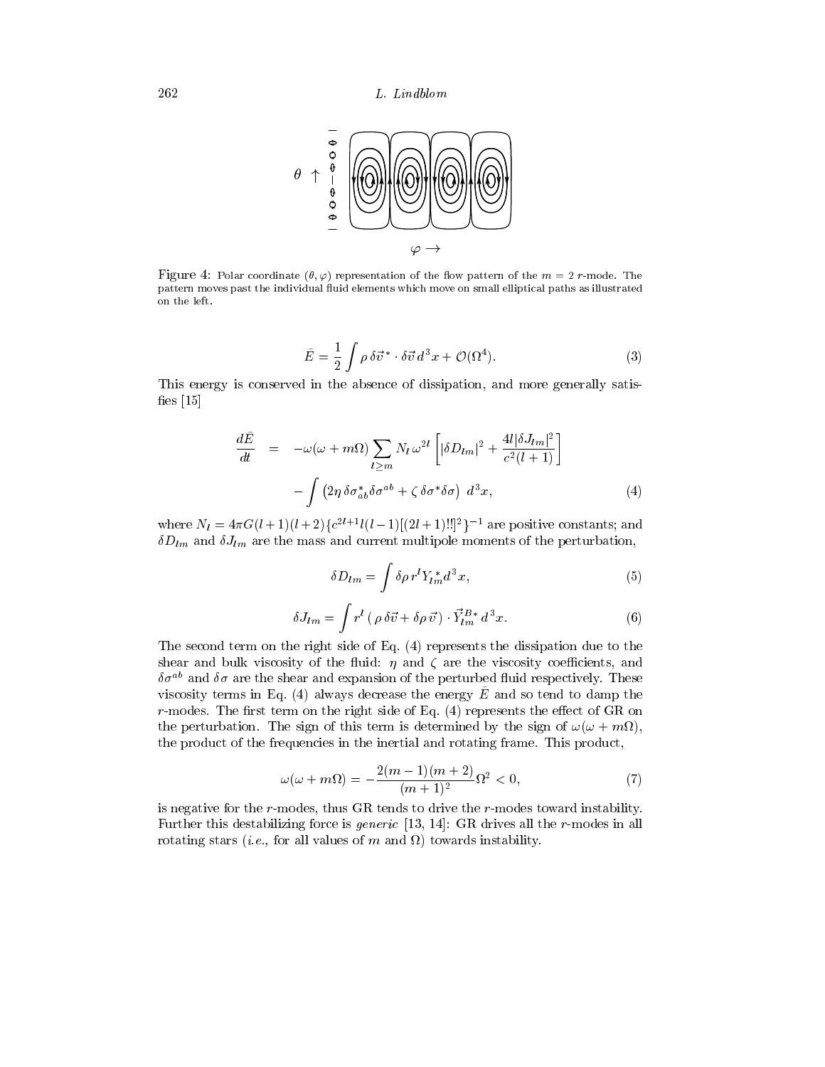Figure 4: Polar coordinate $(\theta, \varphi)$ representation of the flow pattern of the $m = 2$ $r$-mode. The pattern moves past the individual fluid elements which move on small elliptical paths as illustrated on the left.

$$\tilde{E} = \frac{1}{2}\int \rho\, \delta\vec{v}^{\,*}\cdot\delta\vec{v}\, d^3x + \mathcal{O}(\Omega^4). \tag{3}$$

This energy is conserved in the absence of dissipation, and more generally satisfies [15]

$$\begin{aligned}\frac{d\tilde{E}}{dt} &= -\omega(\omega+m\Omega)\sum_{l\geq m} N_l\,\omega^{2l}\left[|\delta D_{lm}|^2 + \frac{4l|\delta J_{lm}|^2}{c^2(l+1)}\right] \\ &\quad - \int\left(2\eta\,\delta\sigma^*_{ab}\delta\sigma^{ab} + \zeta\,\delta\sigma^*\delta\sigma\right)\, d^3x,\end{aligned} \tag{4}$$

where $N_l = 4\pi G(l+1)(l+2)\{c^{2l+1}l(l-1)[(2l+1)!!]^2\}^{-1}$ are positive constants; and $\delta D_{lm}$ and $\delta J_{lm}$ are the mass and current multipole moments of the perturbation,

$$\delta D_{lm} = \int \delta\rho\, r^l Y^*_{lm} d^3x, \tag{5}$$

$$\delta J_{lm} = \int r^l\,(\,\rho\,\delta\vec{v} + \delta\rho\,\vec{v}\,)\cdot\vec{Y}^{B*}_{lm}\, d^3x. \tag{6}$$

The second term on the right side of Eq. (4) represents the dissipation due to the shear and bulk viscosity of the fluid: $\eta$ and $\zeta$ are the viscosity coefficients, and $\delta\sigma^{ab}$ and $\delta\sigma$ are the shear and expansion of the perturbed fluid respectively. These viscosity terms in Eq. (4) always decrease the energy $\tilde{E}$ and so tend to damp the $r$-modes. The first term on the right side of Eq. (4) represents the effect of GR on the perturbation. The sign of this term is determined by the sign of $\omega(\omega+m\Omega)$, the product of the frequencies in the inertial and rotating frame. This product,

$$\omega(\omega+m\Omega) = -\frac{2(m-1)(m+2)}{(m+1)^2}\Omega^2 < 0, \tag{7}$$

is negative for the $r$-modes, thus GR tends to drive the $r$-modes toward instability. Further this destabilizing force is *generic* [13, 14]: GR drives all the $r$-modes in all rotating stars (*i.e.,* for all values of $m$ and $\Omega$) towards instability.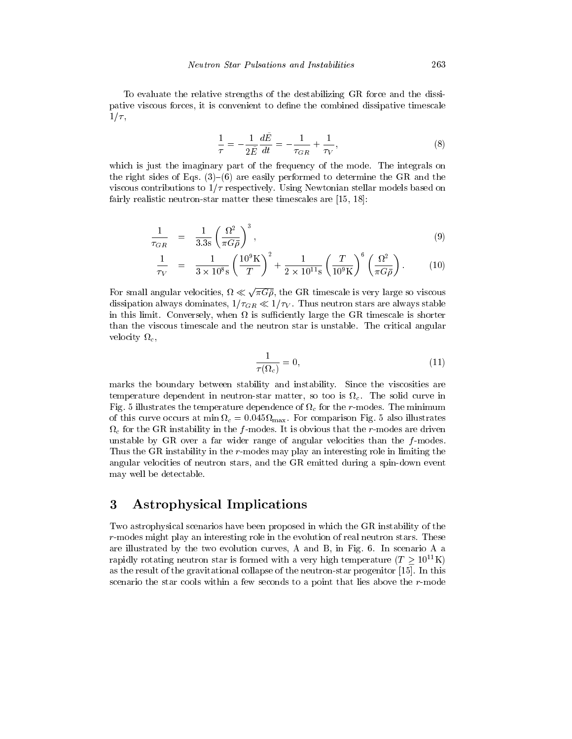To evaluate the relative strengths of the destabilizing GR force and the dissipative viscous forces, it is convenient to define the combined dissipative timescale $1/\tau$,

$$\frac{1}{\tau} = -\frac{1}{2\tilde{E}}\frac{d\tilde{E}}{dt} = -\frac{1}{\tau_{GR}} + \frac{1}{\tau_V}, \tag{8}$$

which is just the imaginary part of the frequency of the mode. The integrals on the right sides of Eqs. (3)–(6) are easily performed to determine the GR and the viscous contributions to $1/\tau$ respectively. Using Newtonian stellar models based on fairly realistic neutron-star matter these timescales are [15, 18]:

$$\frac{1}{\tau_{GR}} = \frac{1}{3.3\mathrm{s}}\left(\frac{\Omega^2}{\pi G\bar{\rho}}\right)^3, \tag{9}$$

$$\frac{1}{\tau_V} = \frac{1}{3\times 10^8\mathrm{s}}\left(\frac{10^9\mathrm{K}}{T}\right)^2 + \frac{1}{2\times 10^{11}\mathrm{s}}\left(\frac{T}{10^9\mathrm{K}}\right)^6\left(\frac{\Omega^2}{\pi G\bar{\rho}}\right). \tag{10}$$

For small angular velocities, $\Omega \ll \sqrt{\pi G\bar{\rho}}$, the GR timescale is very large so viscous dissipation always dominates, $1/\tau_{GR} \ll 1/\tau_V$. Thus neutron stars are always stable in this limit. Conversely, when $\Omega$ is sufficiently large the GR timescale is shorter than the viscous timescale and the neutron star is unstable. The critical angular velocity $\Omega_c$,

$$\frac{1}{\tau(\Omega_c)} = 0, \tag{11}$$

marks the boundary between stability and instability. Since the viscosities are temperature dependent in neutron-star matter, so too is $\Omega_c$. The solid curve in Fig. 5 illustrates the temperature dependence of $\Omega_c$ for the $r$-modes. The minimum of this curve occurs at $\min \Omega_c = 0.045\,\Omega_{\max}$. For comparison Fig. 5 also illustrates $\Omega_c$ for the GR instability in the $f$-modes. It is obvious that the $r$-modes are driven unstable by GR over a far wider range of angular velocities than the $f$-modes. Thus the GR instability in the $r$-modes may play an interesting role in limiting the angular velocities of neutron stars, and the GR emitted during a spin-down event may well be detectable.

## 3 Astrophysical Implications

Two astrophysical scenarios have been proposed in which the GR instability of the $r$-modes might play an interesting role in the evolution of real neutron stars. These are illustrated by the two evolution curves, A and B, in Fig. 6. In scenario A a rapidly rotating neutron star is formed with a very high temperature ($T \geq 10^{11}$K) as the result of the gravitational collapse of the neutron-star progenitor [15]. In this scenario the star cools within a few seconds to a point that lies above the $r$-mode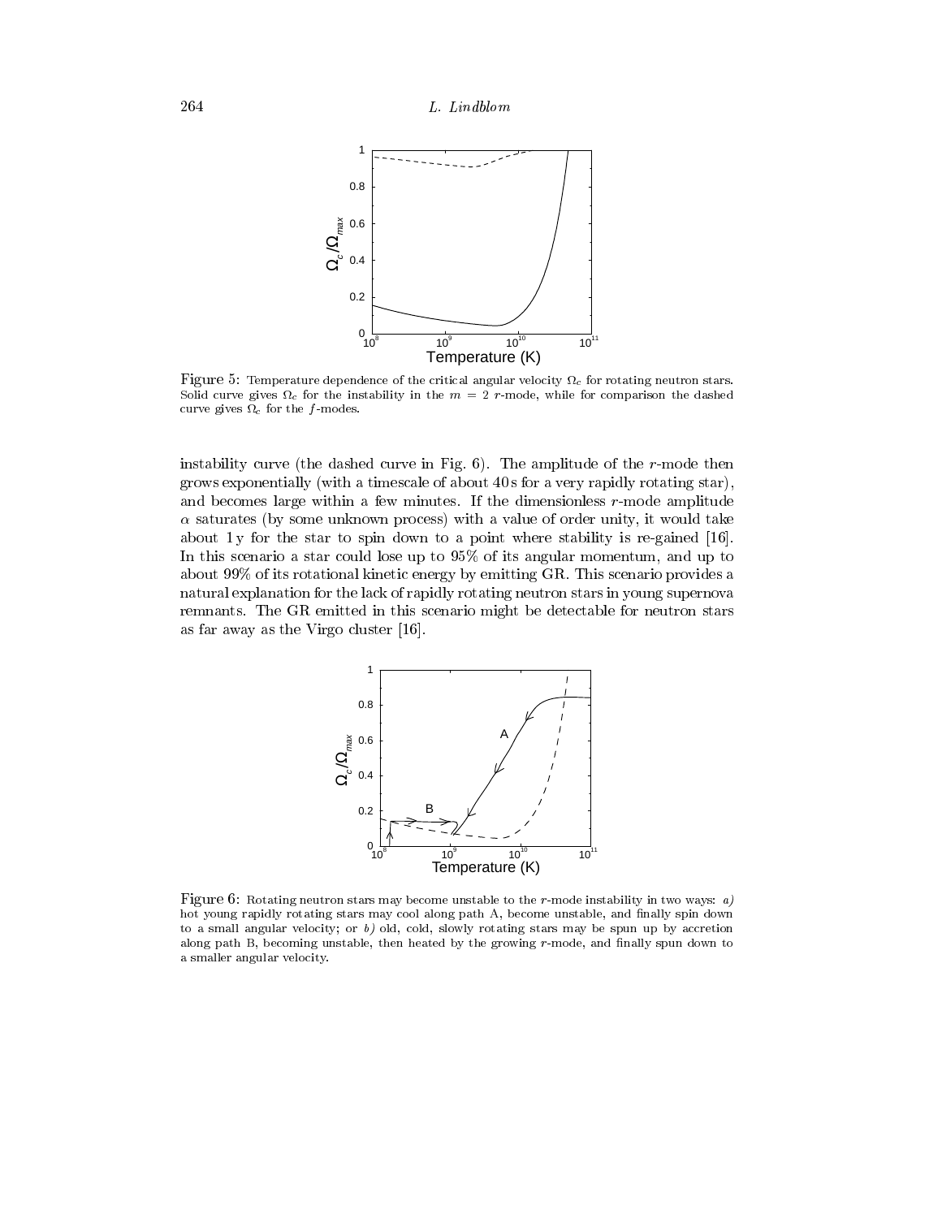Figure 5: Temperature dependence of the critical angular velocity $\Omega_c$ for rotating neutron stars. Solid curve gives $\Omega_c$ for the instability in the $m = 2$ $r$-mode, while for comparison the dashed curve gives $\Omega_c$ for the $f$-modes.

instability curve (the dashed curve in Fig. 6). The amplitude of the $r$-mode then grows exponentially (with a timescale of about 40 s for a very rapidly rotating star), and becomes large within a few minutes. If the dimensionless $r$-mode amplitude $\alpha$ saturates (by some unknown process) with a value of order unity, it would take about 1 y for the star to spin down to a point where stability is re-gained [16]. In this scenario a star could lose up to 95% of its angular momentum, and up to about 99% of its rotational kinetic energy by emitting GR. This scenario provides a natural explanation for the lack of rapidly rotating neutron stars in young supernova remnants. The GR emitted in this scenario might be detectable for neutron stars as far away as the Virgo cluster [16].

Figure 6: Rotating neutron stars may become unstable to the $r$-mode instability in two ways: *a)* hot young rapidly rotating stars may cool along path A, become unstable, and finally spin down to a small angular velocity; or *b)* old, cold, slowly rotating stars may be spun up by accretion along path B, becoming unstable, then heated by the growing $r$-mode, and finally spun down to a smaller angular velocity.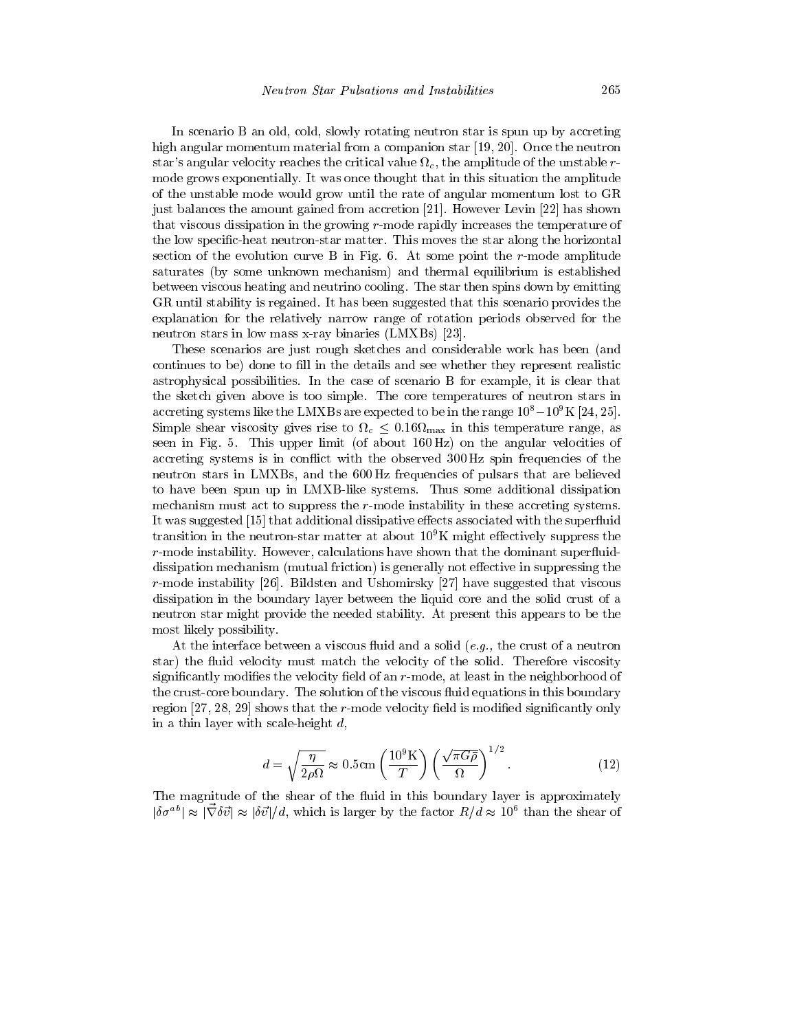In scenario B an old, cold, slowly rotating neutron star is spun up by accreting high angular momentum material from a companion star [19, 20]. Once the neutron star's angular velocity reaches the critical value $\Omega_c$, the amplitude of the unstable $r$-mode grows exponentially. It was once thought that in this situation the amplitude of the unstable mode would grow until the rate of angular momentum lost to GR just balances the amount gained from accretion [21]. However Levin [22] has shown that viscous dissipation in the growing $r$-mode rapidly increases the temperature of the low specific-heat neutron-star matter. This moves the star along the horizontal section of the evolution curve B in Fig. 6. At some point the $r$-mode amplitude saturates (by some unknown mechanism) and thermal equilibrium is established between viscous heating and neutrino cooling. The star then spins down by emitting GR until stability is regained. It has been suggested that this scenario provides the explanation for the relatively narrow range of rotation periods observed for the neutron stars in low mass x-ray binaries (LMXBs) [23].

These scenarios are just rough sketches and considerable work has been (and continues to be) done to fill in the details and see whether they represent realistic astrophysical possibilities. In the case of scenario B for example, it is clear that the sketch given above is too simple. The core temperatures of neutron stars in accreting systems like the LMXBs are expected to be in the range $10^8 - 10^9\,\mathrm{K}$ [24, 25]. Simple shear viscosity gives rise to $\Omega_c \leq 0.16\Omega_{\max}$ in this temperature range, as seen in Fig. 5. This upper limit (of about 160 Hz) on the angular velocities of accreting systems is in conflict with the observed 300 Hz spin frequencies of the neutron stars in LMXBs, and the 600 Hz frequencies of pulsars that are believed to have been spun up in LMXB-like systems. Thus some additional dissipation mechanism must act to suppress the $r$-mode instability in these accreting systems. It was suggested [15] that additional dissipative effects associated with the superfluid transition in the neutron-star matter at about $10^9\,\mathrm{K}$ might effectively suppress the $r$-mode instability. However, calculations have shown that the dominant superfluid-dissipation mechanism (mutual friction) is generally not effective in suppressing the $r$-mode instability [26]. Bildsten and Ushomirsky [27] have suggested that viscous dissipation in the boundary layer between the liquid core and the solid crust of a neutron star might provide the needed stability. At present this appears to be the most likely possibility.

At the interface between a viscous fluid and a solid (*e.g.,* the crust of a neutron star) the fluid velocity must match the velocity of the solid. Therefore viscosity significantly modifies the velocity field of an $r$-mode, at least in the neighborhood of the crust-core boundary. The solution of the viscous fluid equations in this boundary region [27, 28, 29] shows that the $r$-mode velocity field is modified significantly only in a thin layer with scale-height $d$,

$$d = \sqrt{\frac{\eta}{2\rho\Omega}} \approx 0.5\,\mathrm{cm}\left(\frac{10^9\,\mathrm{K}}{T}\right)\left(\frac{\sqrt{\pi G\bar{\rho}}}{\Omega}\right)^{1/2}. \tag{12}$$

The magnitude of the shear of the fluid in this boundary layer is approximately $|\delta\sigma^{ab}| \approx |\vec{\nabla}\delta\vec{v}| \approx |\delta\vec{v}|/d$, which is larger by the factor $R/d \approx 10^6$ than the shear of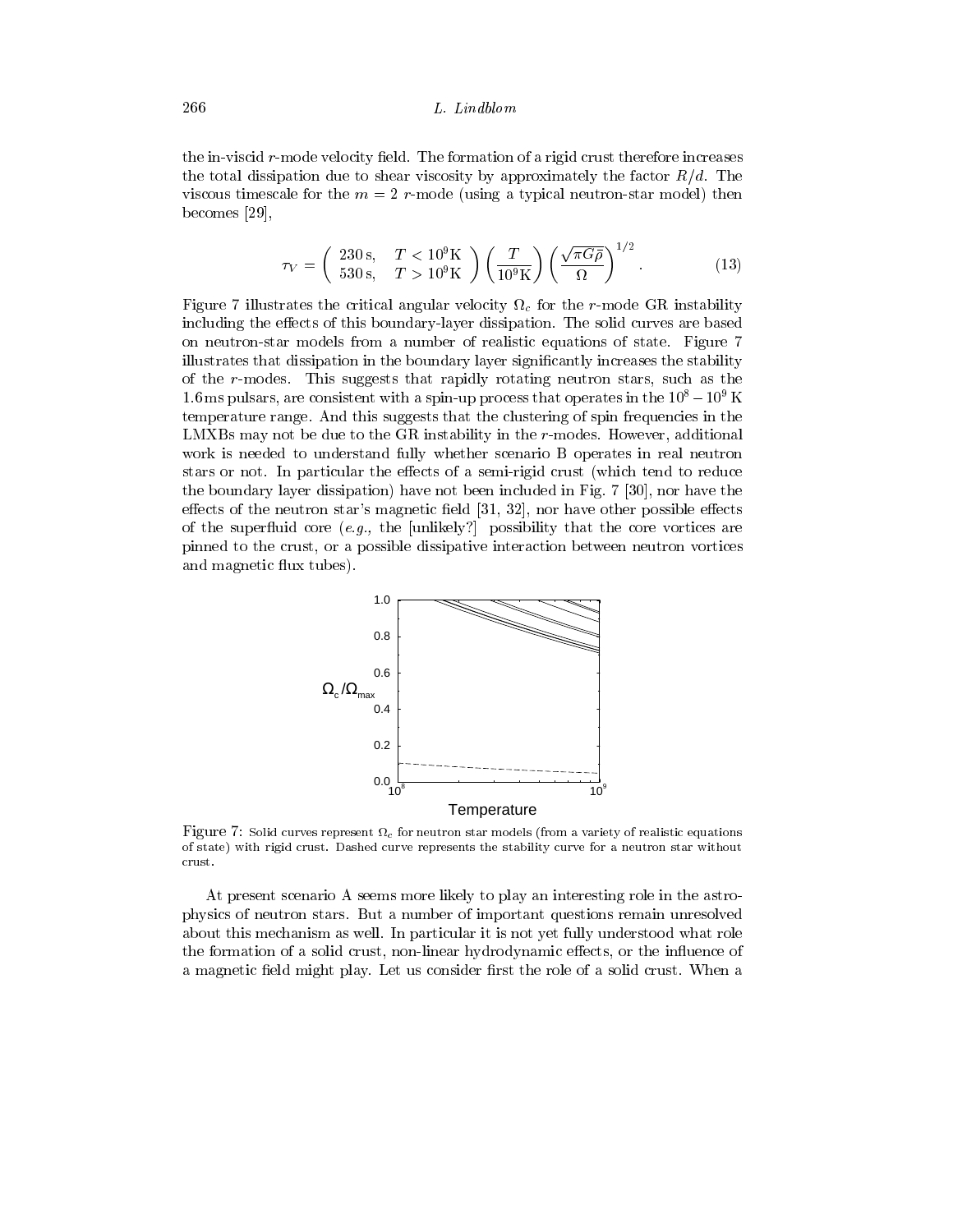the in-viscid $r$-mode velocity field. The formation of a rigid crust therefore increases the total dissipation due to shear viscosity by approximately the factor $R/d$. The viscous timescale for the $m = 2$ $r$-mode (using a typical neutron-star model) then becomes [29],

$$\tau_V = \begin{pmatrix} 230\,\mathrm{s}, & T < 10^9\mathrm{K} \\ 530\,\mathrm{s}, & T > 10^9\mathrm{K} \end{pmatrix} \left(\frac{T}{10^9\mathrm{K}}\right) \left(\frac{\sqrt{\pi G \bar{\rho}}}{\Omega}\right)^{1/2}. \tag{13}$$

Figure 7 illustrates the critical angular velocity $\Omega_c$ for the $r$-mode GR instability including the effects of this boundary-layer dissipation. The solid curves are based on neutron-star models from a number of realistic equations of state. Figure 7 illustrates that dissipation in the boundary layer significantly increases the stability of the $r$-modes. This suggests that rapidly rotating neutron stars, such as the 1.6 ms pulsars, are consistent with a spin-up process that operates in the $10^8 - 10^9$ K temperature range. And this suggests that the clustering of spin frequencies in the LMXBs may not be due to the GR instability in the $r$-modes. However, additional work is needed to understand fully whether scenario B operates in real neutron stars or not. In particular the effects of a semi-rigid crust (which tend to reduce the boundary layer dissipation) have not been included in Fig. 7 [30], nor have the effects of the neutron star's magnetic field [31, 32], nor have other possible effects of the superfluid core (*e.g.,* the [unlikely?] possibility that the core vortices are pinned to the crust, or a possible dissipative interaction between neutron vortices and magnetic flux tubes).

Figure 7: Solid curves represent $\Omega_c$ for neutron star models (from a variety of realistic equations of state) with rigid crust. Dashed curve represents the stability curve for a neutron star without crust.

At present scenario A seems more likely to play an interesting role in the astrophysics of neutron stars. But a number of important questions remain unresolved about this mechanism as well. In particular it is not yet fully understood what role the formation of a solid crust, non-linear hydrodynamic effects, or the influence of a magnetic field might play. Let us consider first the role of a solid crust. When a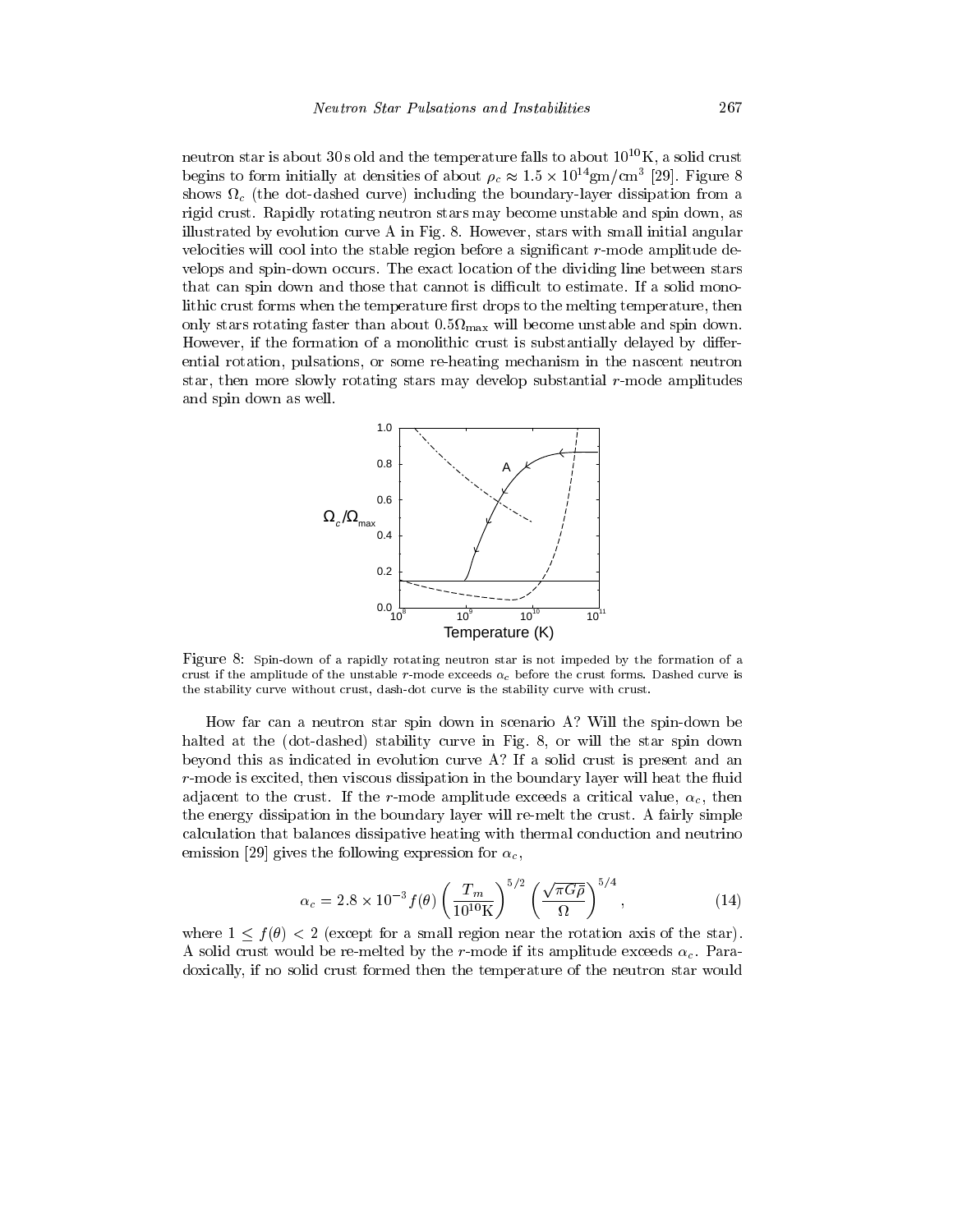neutron star is about 30 s old and the temperature falls to about $10^{10}$ K, a solid crust begins to form initially at densities of about $\rho_c \approx 1.5 \times 10^{14}\mathrm{gm/cm^3}$ [29]. Figure 8 shows $\Omega_c$ (the dot-dashed curve) including the boundary-layer dissipation from a rigid crust. Rapidly rotating neutron stars may become unstable and spin down, as illustrated by evolution curve A in Fig. 8. However, stars with small initial angular velocities will cool into the stable region before a significant $r$-mode amplitude develops and spin-down occurs. The exact location of the dividing line between stars that can spin down and those that cannot is difficult to estimate. If a solid monolithic crust forms when the temperature first drops to the melting temperature, then only stars rotating faster than about $0.5\Omega_{\max}$ will become unstable and spin down. However, if the formation of a monolithic crust is substantially delayed by differential rotation, pulsations, or some re-heating mechanism in the nascent neutron star, then more slowly rotating stars may develop substantial $r$-mode amplitudes and spin down as well.

Figure 8: Spin-down of a rapidly rotating neutron star is not impeded by the formation of a crust if the amplitude of the unstable $r$-mode exceeds $\alpha_c$ before the crust forms. Dashed curve is the stability curve without crust, dash-dot curve is the stability curve with crust.

How far can a neutron star spin down in scenario A? Will the spin-down be halted at the (dot-dashed) stability curve in Fig. 8, or will the star spin down beyond this as indicated in evolution curve A? If a solid crust is present and an $r$-mode is excited, then viscous dissipation in the boundary layer will heat the fluid adjacent to the crust. If the $r$-mode amplitude exceeds a critical value, $\alpha_c$, then the energy dissipation in the boundary layer will re-melt the crust. A fairly simple calculation that balances dissipative heating with thermal conduction and neutrino emission [29] gives the following expression for $\alpha_c$,

$$\alpha_c = 2.8 \times 10^{-3} f(\theta) \left(\frac{T_m}{10^{10}\mathrm{K}}\right)^{5/2} \left(\frac{\sqrt{\pi G \bar{\rho}}}{\Omega}\right)^{5/4}, \tag{14}$$

where $1 \leq f(\theta) < 2$ (except for a small region near the rotation axis of the star). A solid crust would be re-melted by the $r$-mode if its amplitude exceeds $\alpha_c$. Paradoxically, if no solid crust formed then the temperature of the neutron star would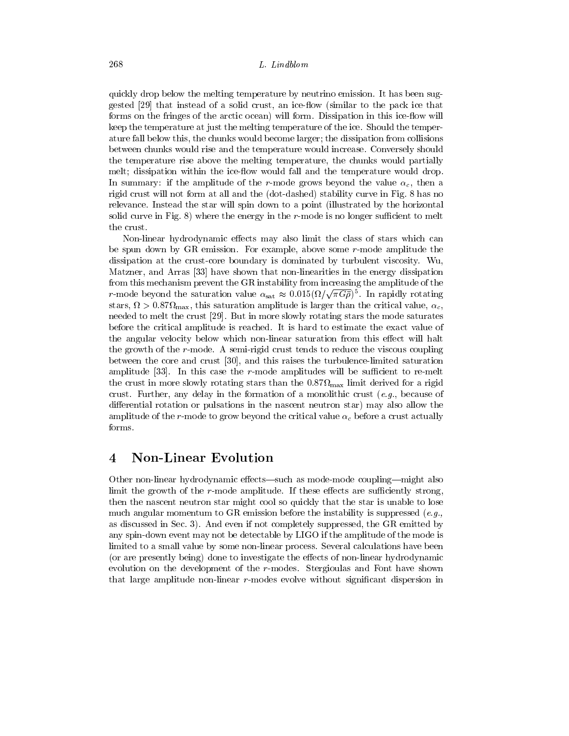quickly drop below the melting temperature by neutrino emission. It has been suggested [29] that instead of a solid crust, an ice-flow (similar to the pack ice that forms on the fringes of the arctic ocean) will form. Dissipation in this ice-flow will keep the temperature at just the melting temperature of the ice. Should the temperature fall below this, the chunks would become larger; the dissipation from collisions between chunks would rise and the temperature would increase. Conversely should the temperature rise above the melting temperature, the chunks would partially melt; dissipation within the ice-flow would fall and the temperature would drop. In summary: if the amplitude of the $r$-mode grows beyond the value $\alpha_c$, then a rigid crust will not form at all and the (dot-dashed) stability curve in Fig. 8 has no relevance. Instead the star will spin down to a point (illustrated by the horizontal solid curve in Fig. 8) where the energy in the $r$-mode is no longer sufficient to melt the crust.

Non-linear hydrodynamic effects may also limit the class of stars which can be spun down by GR emission. For example, above some $r$-mode amplitude the dissipation at the crust-core boundary is dominated by turbulent viscosity. Wu, Matzner, and Arras [33] have shown that non-linearities in the energy dissipation from this mechanism prevent the GR instability from increasing the amplitude of the $r$-mode beyond the saturation value $\alpha_{\rm sat} \approx 0.015(\Omega/\sqrt{\pi G\bar{\rho}})^5$. In rapidly rotating stars, $\Omega > 0.87\Omega_{\rm max}$, this saturation amplitude is larger than the critical value, $\alpha_c$, needed to melt the crust [29]. But in more slowly rotating stars the mode saturates before the critical amplitude is reached. It is hard to estimate the exact value of the angular velocity below which non-linear saturation from this effect will halt the growth of the $r$-mode. A semi-rigid crust tends to reduce the viscous coupling between the core and crust [30], and this raises the turbulence-limited saturation amplitude [33]. In this case the $r$-mode amplitudes will be sufficient to re-melt the crust in more slowly rotating stars than the $0.87\Omega_{\rm max}$ limit derived for a rigid crust. Further, any delay in the formation of a monolithic crust (*e.g.*, because of differential rotation or pulsations in the nascent neutron star) may also allow the amplitude of the $r$-mode to grow beyond the critical value $\alpha_c$ before a crust actually forms.

## 4 Non-Linear Evolution

Other non-linear hydrodynamic effects—such as mode-mode coupling—might also limit the growth of the $r$-mode amplitude. If these effects are sufficiently strong, then the nascent neutron star might cool so quickly that the star is unable to lose much angular momentum to GR emission before the instability is suppressed (*e.g.,* as discussed in Sec. 3). And even if not completely suppressed, the GR emitted by any spin-down event may not be detectable by LIGO if the amplitude of the mode is limited to a small value by some non-linear process. Several calculations have been (or are presently being) done to investigate the effects of non-linear hydrodynamic evolution on the development of the $r$-modes. Stergioulas and Font have shown that large amplitude non-linear $r$-modes evolve without significant dispersion in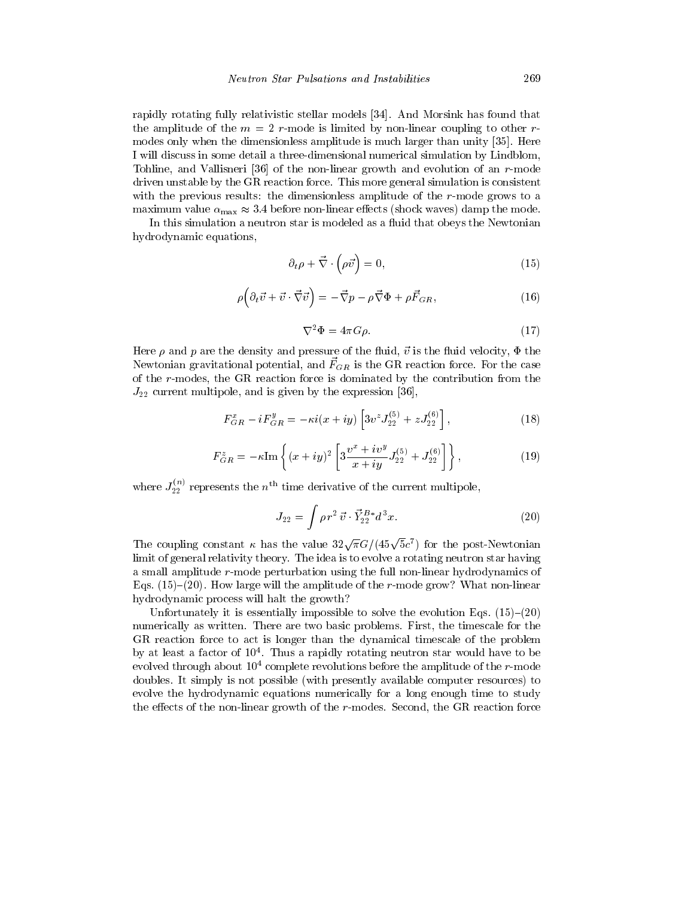rapidly rotating fully relativistic stellar models [34]. And Morsink has found that the amplitude of the $m = 2$ $r$-mode is limited by non-linear coupling to other $r$-modes only when the dimensionless amplitude is much larger than unity [35]. Here I will discuss in some detail a three-dimensional numerical simulation by Lindblom, Tohline, and Vallisneri [36] of the non-linear growth and evolution of an $r$-mode driven unstable by the GR reaction force. This more general simulation is consistent with the previous results: the dimensionless amplitude of the $r$-mode grows to a maximum value $\alpha_{\max} \approx 3.4$ before non-linear effects (shock waves) damp the mode.

In this simulation a neutron star is modeled as a fluid that obeys the Newtonian hydrodynamic equations,

$$\partial_t \rho + \vec{\nabla} \cdot \left(\rho \vec{v}\right) = 0, \tag{15}$$

$$\rho\left(\partial_t \vec{v} + \vec{v} \cdot \vec{\nabla} \vec{v}\right) = -\vec{\nabla} p - \rho \vec{\nabla} \Phi + \rho \vec{F}_{GR}, \tag{16}$$

$$\nabla^2 \Phi = 4\pi G \rho. \tag{17}$$

Here $\rho$ and $p$ are the density and pressure of the fluid, $\vec{v}$ is the fluid velocity, $\Phi$ the Newtonian gravitational potential, and $\vec{F}_{GR}$ is the GR reaction force. For the case of the $r$-modes, the GR reaction force is dominated by the contribution from the $J_{22}$ current multipole, and is given by the expression [36],

$$F^x_{GR} - iF^y_{GR} = -\kappa i (x + iy) \left[ 3 v^z J^{(5)}_{22} + z J^{(6)}_{22} \right], \tag{18}$$

$$F^z_{GR} = -\kappa \mathrm{Im} \left\{ (x + iy)^2 \left[ 3 \frac{v^x + iv^y}{x + iy} J^{(5)}_{22} + J^{(6)}_{22} \right] \right\}, \tag{19}$$

where $J^{(n)}_{22}$ represents the $n^{\mathrm{th}}$ time derivative of the current multipole,

$$J_{22} = \int \rho r^2 \, \vec{v} \cdot \vec{Y}^{B*}_{22} d^3x. \tag{20}$$

The coupling constant $\kappa$ has the value $32\sqrt{\pi} G/(45\sqrt{5} c^7)$ for the post-Newtonian limit of general relativity theory. The idea is to evolve a rotating neutron star having a small amplitude $r$-mode perturbation using the full non-linear hydrodynamics of Eqs. (15)–(20). How large will the amplitude of the $r$-mode grow? What non-linear hydrodynamic process will halt the growth?

Unfortunately it is essentially impossible to solve the evolution Eqs. (15)–(20) numerically as written. There are two basic problems. First, the timescale for the GR reaction force to act is longer than the dynamical timescale of the problem by at least a factor of $10^4$. Thus a rapidly rotating neutron star would have to be evolved through about $10^4$ complete revolutions before the amplitude of the $r$-mode doubles. It simply is not possible (with presently available computer resources) to evolve the hydrodynamic equations numerically for a long enough time to study the effects of the non-linear growth of the $r$-modes. Second, the GR reaction force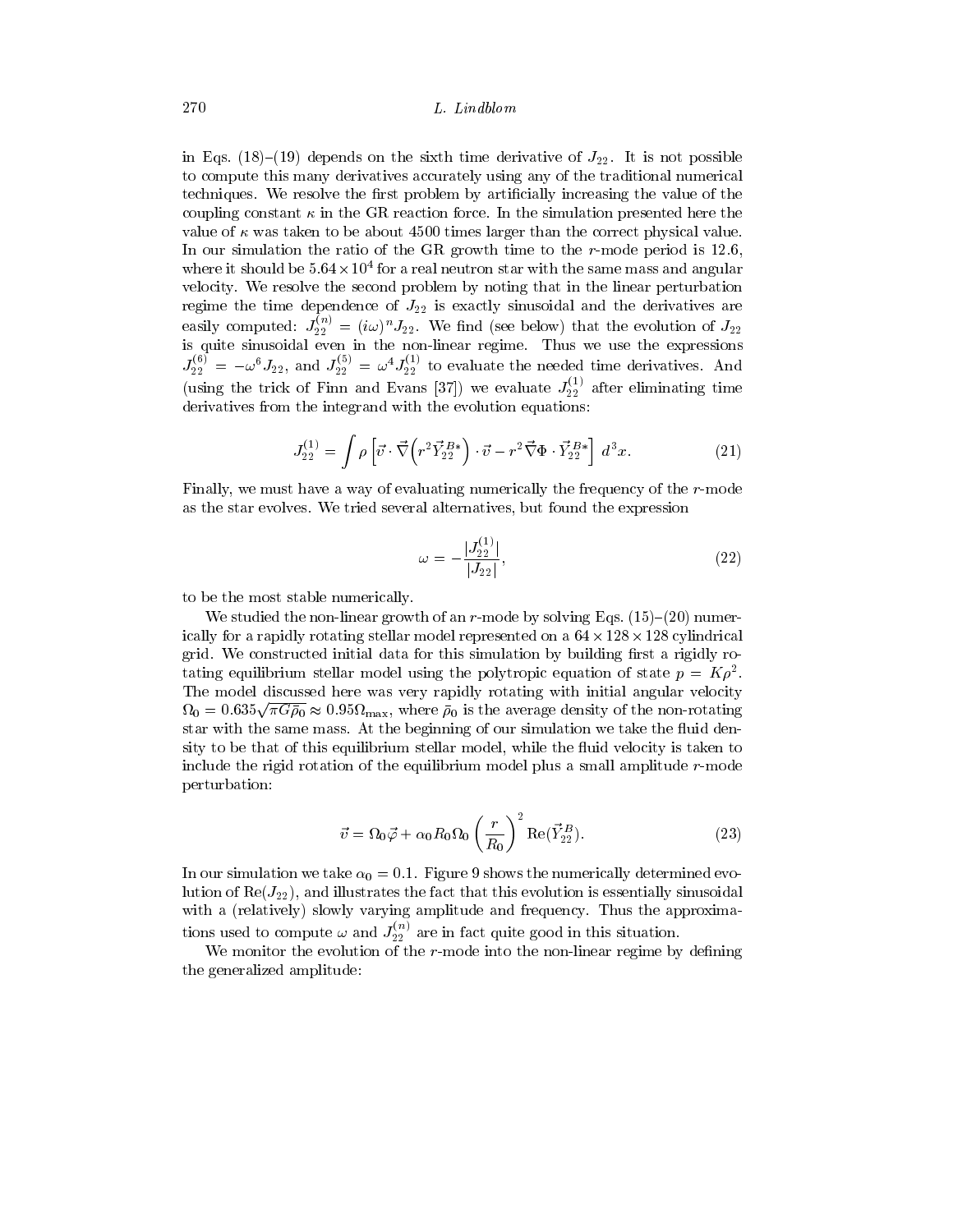in Eqs. (18)–(19) depends on the sixth time derivative of $J_{22}$. It is not possible to compute this many derivatives accurately using any of the traditional numerical techniques. We resolve the first problem by artificially increasing the value of the coupling constant $\kappa$ in the GR reaction force. In the simulation presented here the value of $\kappa$ was taken to be about 4500 times larger than the correct physical value. In our simulation the ratio of the GR growth time to the $r$-mode period is 12.6, where it should be $5.64\times 10^4$ for a real neutron star with the same mass and angular velocity. We resolve the second problem by noting that in the linear perturbation regime the time dependence of $J_{22}$ is exactly sinusoidal and the derivatives are easily computed: $J^{(n)}_{22} = (i\omega)^n J_{22}$. We find (see below) that the evolution of $J_{22}$ is quite sinusoidal even in the non-linear regime. Thus we use the expressions $J^{(6)}_{22} = -\omega^6 J_{22}$, and $J^{(5)}_{22} = \omega^4 J^{(1)}_{22}$ to evaluate the needed time derivatives. And (using the trick of Finn and Evans [37]) we evaluate $J^{(1)}_{22}$ after eliminating time derivatives from the integrand with the evolution equations:

$$J^{(1)}_{22} = \int \rho \left[ \vec{v}\cdot\vec{\nabla}\left(r^2 \vec{Y}^{B*}_{22}\right)\cdot\vec{v} - r^2\vec{\nabla}\Phi\cdot\vec{Y}^{B*}_{22}\right]\, d^3x. \tag{21}$$

Finally, we must have a way of evaluating numerically the frequency of the $r$-mode as the star evolves. We tried several alternatives, but found the expression

$$\omega = -\frac{|J^{(1)}_{22}|}{|J_{22}|}, \tag{22}$$

to be the most stable numerically.

We studied the non-linear growth of an $r$-mode by solving Eqs. (15)–(20) numerically for a rapidly rotating stellar model represented on a $64\times 128\times 128$ cylindrical grid. We constructed initial data for this simulation by building first a rigidly rotating equilibrium stellar model using the polytropic equation of state $p = K\rho^2$. The model discussed here was very rapidly rotating with initial angular velocity $\Omega_0 = 0.635\sqrt{\pi G\bar{\rho}_0} \approx 0.95\Omega_{\rm max}$, where $\bar{\rho}_0$ is the average density of the non-rotating star with the same mass. At the beginning of our simulation we take the fluid density to be that of this equilibrium stellar model, while the fluid velocity is taken to include the rigid rotation of the equilibrium model plus a small amplitude $r$-mode perturbation:

$$\vec{v} = \Omega_0\vec{\varphi} + \alpha_0 R_0 \Omega_0 \left(\frac{r}{R_0}\right)^2 {\rm Re}(\vec{Y}^B_{22}). \tag{23}$$

In our simulation we take $\alpha_0 = 0.1$. Figure 9 shows the numerically determined evolution of ${\rm Re}(J_{22})$, and illustrates the fact that this evolution is essentially sinusoidal with a (relatively) slowly varying amplitude and frequency. Thus the approximations used to compute $\omega$ and $J^{(n)}_{22}$ are in fact quite good in this situation.

We monitor the evolution of the $r$-mode into the non-linear regime by defining the generalized amplitude: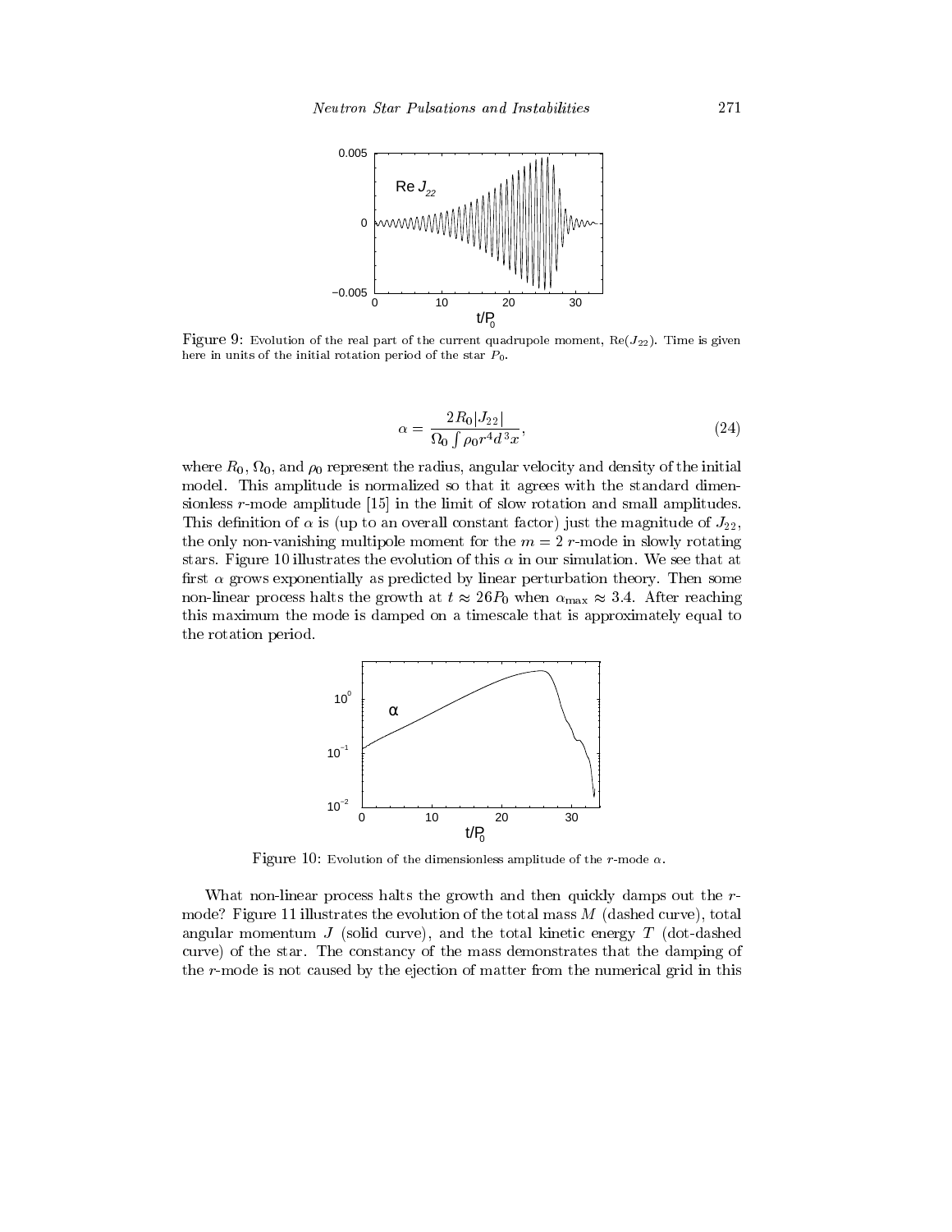Figure 9: Evolution of the real part of the current quadrupole moment, $\mathrm{Re}(J_{22})$. Time is given here in units of the initial rotation period of the star $P_0$.

$$\alpha = \frac{2R_0|J_{22}|}{\Omega_0 \int \rho_0 r^4 d^3x}, \tag{24}$$

where $R_0$, $\Omega_0$, and $\rho_0$ represent the radius, angular velocity and density of the initial model. This amplitude is normalized so that it agrees with the standard dimensionless $r$-mode amplitude [15] in the limit of slow rotation and small amplitudes. This definition of $\alpha$ is (up to an overall constant factor) just the magnitude of $J_{22}$, the only non-vanishing multipole moment for the $m = 2$ $r$-mode in slowly rotating stars. Figure 10 illustrates the evolution of this $\alpha$ in our simulation. We see that at first $\alpha$ grows exponentially as predicted by linear perturbation theory. Then some non-linear process halts the growth at $t \approx 26P_0$ when $\alpha_{\max} \approx 3.4$. After reaching this maximum the mode is damped on a timescale that is approximately equal to the rotation period.

Figure 10: Evolution of the dimensionless amplitude of the $r$-mode $\alpha$.

What non-linear process halts the growth and then quickly damps out the $r$-mode? Figure 11 illustrates the evolution of the total mass $M$ (dashed curve), total angular momentum $J$ (solid curve), and the total kinetic energy $T$ (dot-dashed curve) of the star. The constancy of the mass demonstrates that the damping of the $r$-mode is not caused by the ejection of matter from the numerical grid in this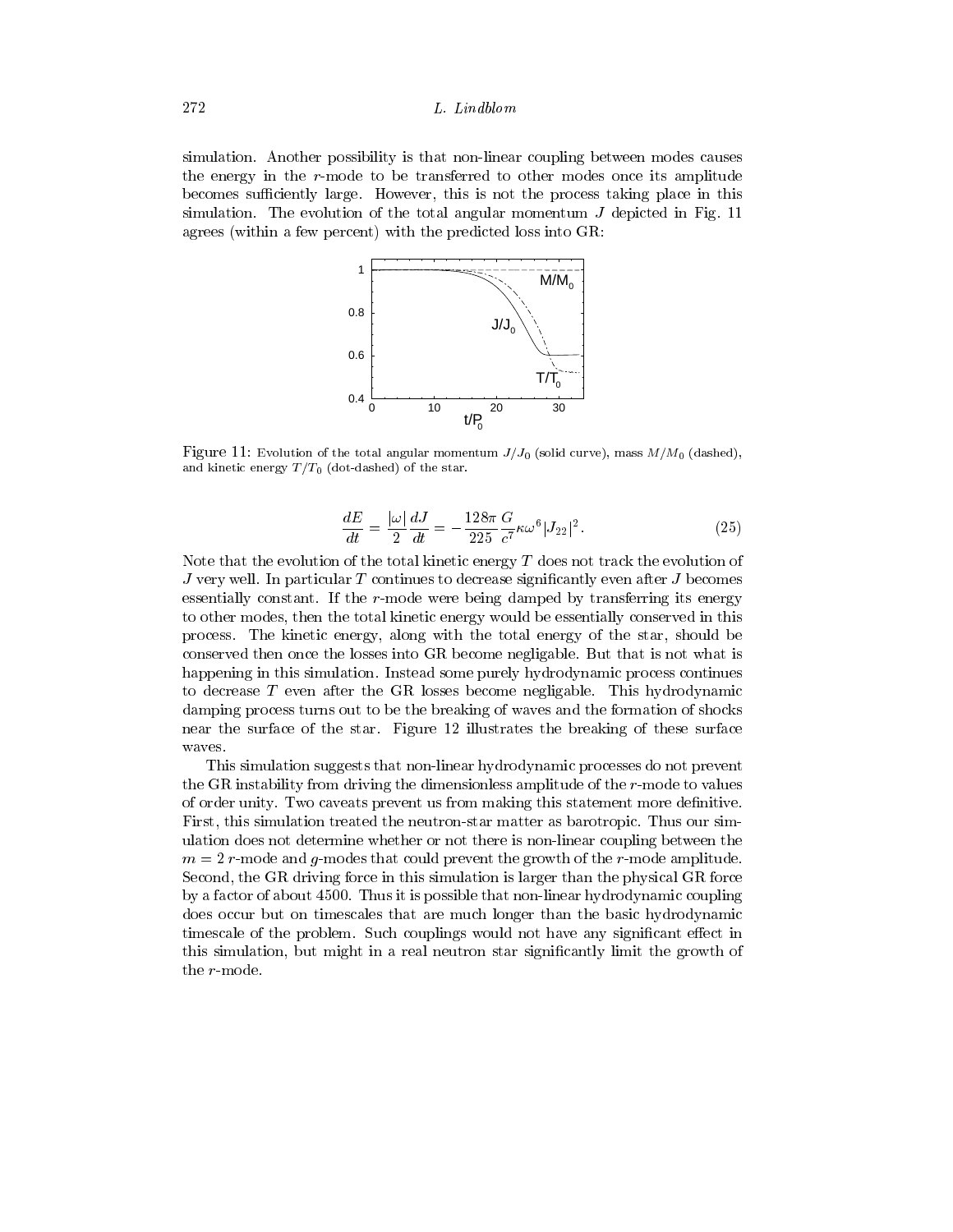simulation. Another possibility is that non-linear coupling between modes causes the energy in the $r$-mode to be transferred to other modes once its amplitude becomes sufficiently large. However, this is not the process taking place in this simulation. The evolution of the total angular momentum $J$ depicted in Fig. 11 agrees (within a few percent) with the predicted loss into GR:

Figure 11: Evolution of the total angular momentum $J/J_0$ (solid curve), mass $M/M_0$ (dashed), and kinetic energy $T/T_0$ (dot-dashed) of the star.

$$\frac{dE}{dt} = \frac{|\omega|}{2}\frac{dJ}{dt} = -\frac{128\pi}{225}\frac{G}{c^7}\kappa\omega^6 |J_{22}|^2. \tag{25}$$

Note that the evolution of the total kinetic energy $T$ does not track the evolution of $J$ very well. In particular $T$ continues to decrease significantly even after $J$ becomes essentially constant. If the $r$-mode were being damped by transferring its energy to other modes, then the total kinetic energy would be essentially conserved in this process. The kinetic energy, along with the total energy of the star, should be conserved then once the losses into GR become negligable. But that is not what is happening in this simulation. Instead some purely hydrodynamic process continues to decrease $T$ even after the GR losses become negligable. This hydrodynamic damping process turns out to be the breaking of waves and the formation of shocks near the surface of the star. Figure 12 illustrates the breaking of these surface waves.

This simulation suggests that non-linear hydrodynamic processes do not prevent the GR instability from driving the dimensionless amplitude of the $r$-mode to values of order unity. Two caveats prevent us from making this statement more definitive. First, this simulation treated the neutron-star matter as barotropic. Thus our simulation does not determine whether or not there is non-linear coupling between the $m = 2$ $r$-mode and $g$-modes that could prevent the growth of the $r$-mode amplitude. Second, the GR driving force in this simulation is larger than the physical GR force by a factor of about 4500. Thus it is possible that non-linear hydrodynamic coupling does occur but on timescales that are much longer than the basic hydrodynamic timescale of the problem. Such couplings would not have any significant effect in this simulation, but might in a real neutron star significantly limit the growth of the $r$-mode.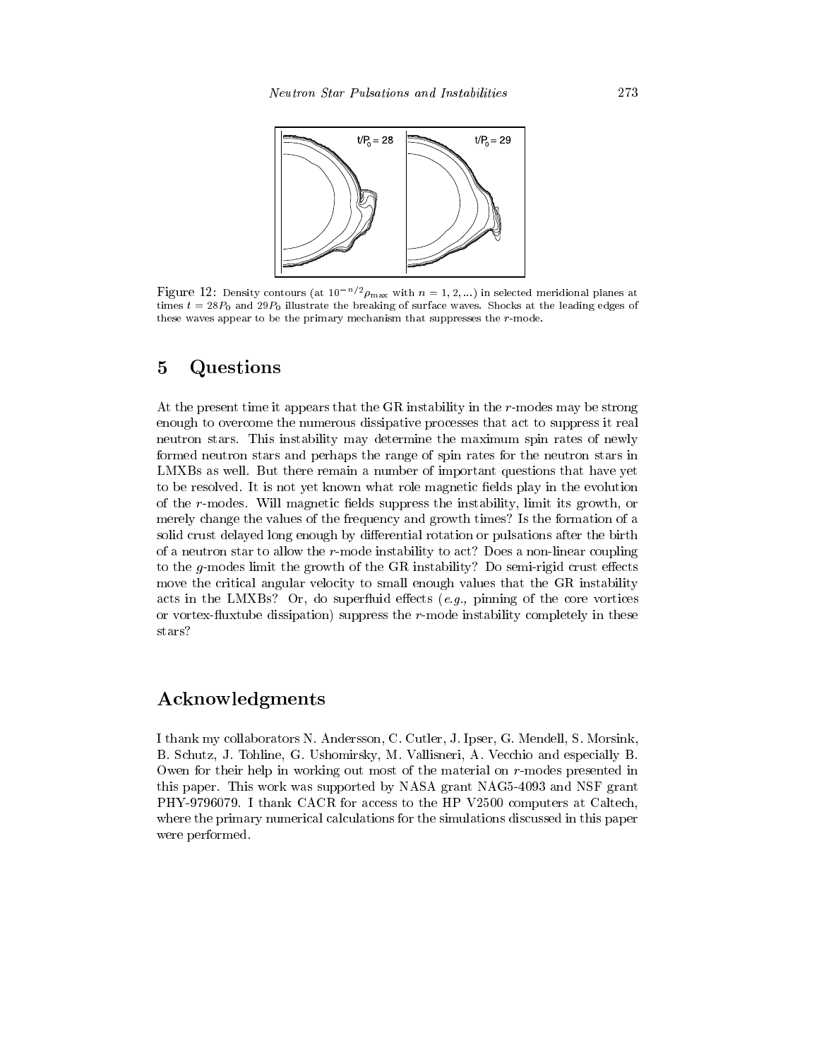Figure 12: Density contours (at $10^{-n/2}\rho_{\max}$ with $n = 1, 2, ...$) in selected meridional planes at times $t = 28P_0$ and $29P_0$ illustrate the breaking of surface waves. Shocks at the leading edges of these waves appear to be the primary mechanism that suppresses the $r$-mode.

## 5 Questions

At the present time it appears that the GR instability in the $r$-modes may be strong enough to overcome the numerous dissipative processes that act to suppress it real neutron stars. This instability may determine the maximum spin rates of newly formed neutron stars and perhaps the range of spin rates for the neutron stars in LMXBs as well. But there remain a number of important questions that have yet to be resolved. It is not yet known what role magnetic fields play in the evolution of the $r$-modes. Will magnetic fields suppress the instability, limit its growth, or merely change the values of the frequency and growth times? Is the formation of a solid crust delayed long enough by differential rotation or pulsations after the birth of a neutron star to allow the $r$-mode instability to act? Does a non-linear coupling to the $g$-modes limit the growth of the GR instability? Do semi-rigid crust effects move the critical angular velocity to small enough values that the GR instability acts in the LMXBs? Or, do superfluid effects (*e.g.*, pinning of the core vortices or vortex-fluxtube dissipation) suppress the $r$-mode instability completely in these stars?

## Acknowledgments

I thank my collaborators N. Andersson, C. Cutler, J. Ipser, G. Mendell, S. Morsink, B. Schutz, J. Tohline, G. Ushomirsky, M. Vallisneri, A. Vecchio and especially B. Owen for their help in working out most of the material on $r$-modes presented in this paper. This work was supported by NASA grant NAG5-4093 and NSF grant PHY-9796079. I thank CACR for access to the HP V2500 computers at Caltech, where the primary numerical calculations for the simulations discussed in this paper were performed.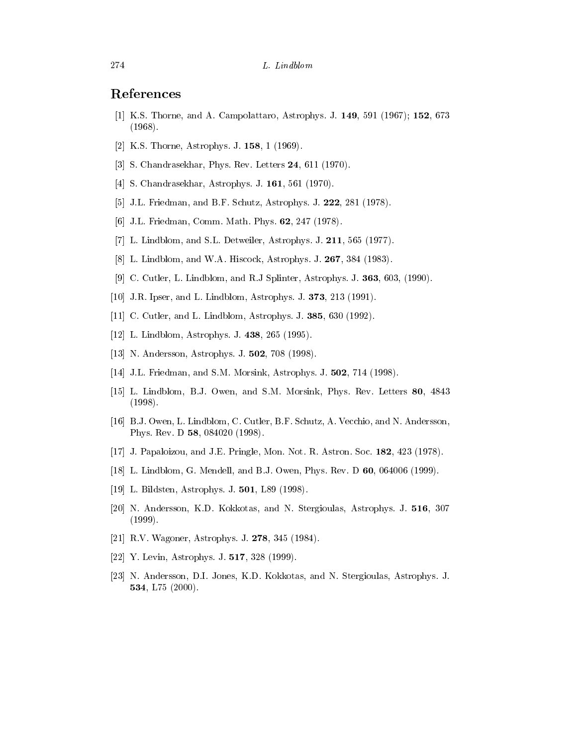## References

[1] K.S. Thorne, and A. Campolattaro, Astrophys. J. **149**, 591 (1967); **152**, 673 (1968).

[2] K.S. Thorne, Astrophys. J. **158**, 1 (1969).

[3] S. Chandrasekhar, Phys. Rev. Letters **24**, 611 (1970).

[4] S. Chandrasekhar, Astrophys. J. **161**, 561 (1970).

[5] J.L. Friedman, and B.F. Schutz, Astrophys. J. **222**, 281 (1978).

[6] J.L. Friedman, Comm. Math. Phys. **62**, 247 (1978).

[7] L. Lindblom, and S.L. Detweiler, Astrophys. J. **211**, 565 (1977).

[8] L. Lindblom, and W.A. Hiscock, Astrophys. J. **267**, 384 (1983).

[9] C. Cutler, L. Lindblom, and R.J Splinter, Astrophys. J. **363**, 603, (1990).

[10] J.R. Ipser, and L. Lindblom, Astrophys. J. **373**, 213 (1991).

[11] C. Cutler, and L. Lindblom, Astrophys. J. **385**, 630 (1992).

[12] L. Lindblom, Astrophys. J. **438**, 265 (1995).

[13] N. Andersson, Astrophys. J. **502**, 708 (1998).

[14] J.L. Friedman, and S.M. Morsink, Astrophys. J. **502**, 714 (1998).

[15] L. Lindblom, B.J. Owen, and S.M. Morsink, Phys. Rev. Letters **80**, 4843 (1998).

[16] B.J. Owen, L. Lindblom, C. Cutler, B.F. Schutz, A. Vecchio, and N. Andersson, Phys. Rev. D **58**, 084020 (1998).

[17] J. Papaloizou, and J.E. Pringle, Mon. Not. R. Astron. Soc. **182**, 423 (1978).

[18] L. Lindblom, G. Mendell, and B.J. Owen, Phys. Rev. D **60**, 064006 (1999).

[19] L. Bildsten, Astrophys. J. **501**, L89 (1998).

[20] N. Andersson, K.D. Kokkotas, and N. Stergioulas, Astrophys. J. **516**, 307 (1999).

[21] R.V. Wagoner, Astrophys. J. **278**, 345 (1984).

[22] Y. Levin, Astrophys. J. **517**, 328 (1999).

[23] N. Andersson, D.I. Jones, K.D. Kokkotas, and N. Stergioulas, Astrophys. J. **534**, L75 (2000).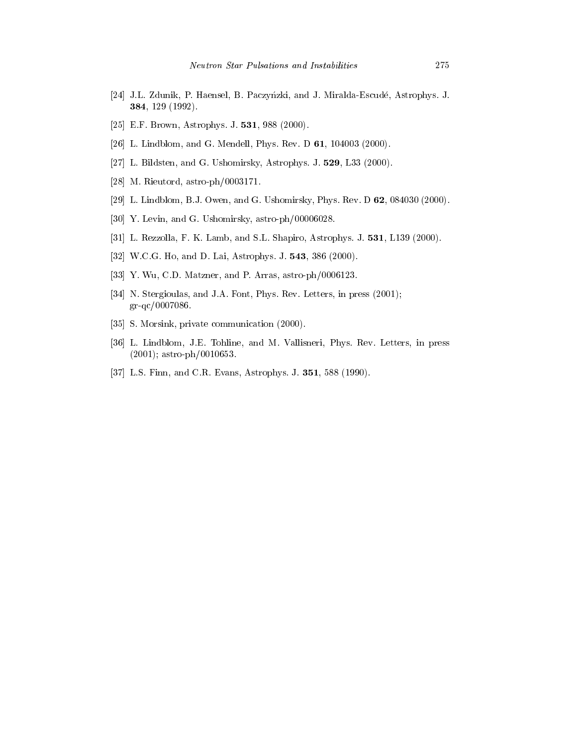[24] J.L. Zdunik, P. Haensel, B. Paczyńzki, and J. Miralda-Escudé, Astrophys. J. **384**, 129 (1992).

[25] E.F. Brown, Astrophys. J. **531**, 988 (2000).

[26] L. Lindblom, and G. Mendell, Phys. Rev. D **61**, 104003 (2000).

[27] L. Bildsten, and G. Ushomirsky, Astrophys. J. **529**, L33 (2000).

[28] M. Rieutord, astro-ph/0003171.

[29] L. Lindblom, B.J. Owen, and G. Ushomirsky, Phys. Rev. D **62**, 084030 (2000).

[30] Y. Levin, and G. Ushomirsky, astro-ph/00006028.

[31] L. Rezzolla, F. K. Lamb, and S.L. Shapiro, Astrophys. J. **531**, L139 (2000).

[32] W.C.G. Ho, and D. Lai, Astrophys. J. **543**, 386 (2000).

[33] Y. Wu, C.D. Matzner, and P. Arras, astro-ph/0006123.

[34] N. Stergioulas, and J.A. Font, Phys. Rev. Letters, in press (2001); gr-qc/0007086.

[35] S. Morsink, private communication (2000).

[36] L. Lindblom, J.E. Tohline, and M. Vallisneri, Phys. Rev. Letters, in press (2001); astro-ph/0010653.

[37] L.S. Finn, and C.R. Evans, Astrophys. J. **351**, 588 (1990).